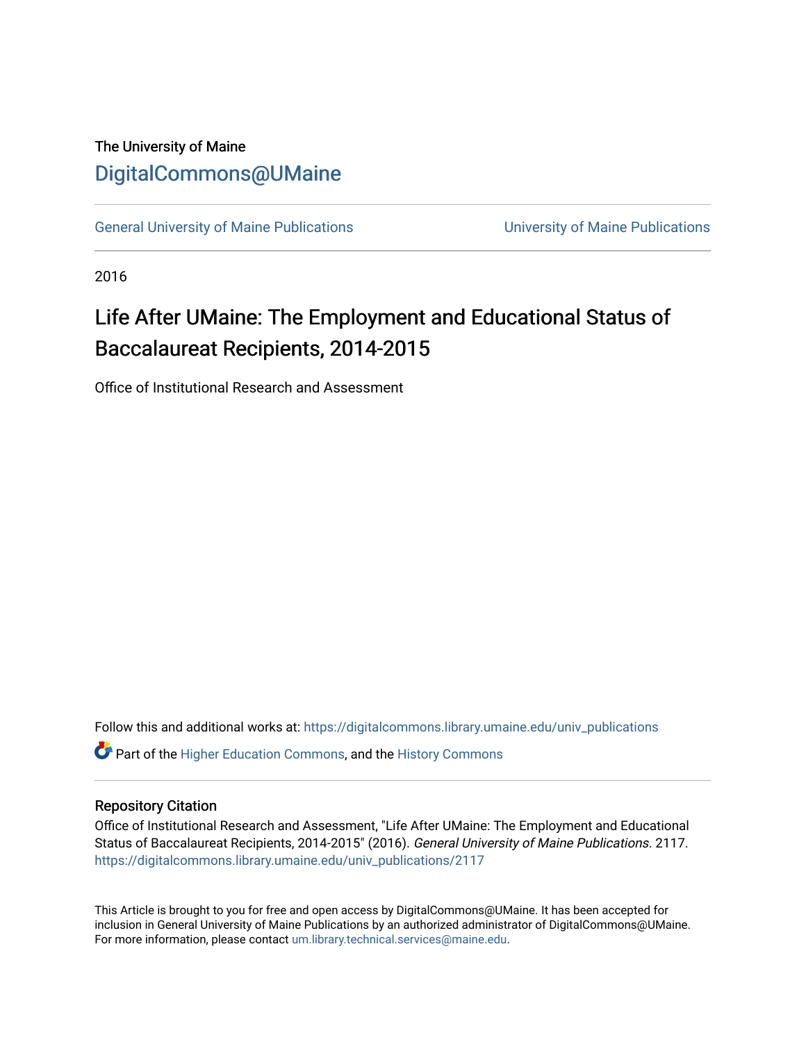The University of Maine

# DigitalCommons@UMaine

General University of Maine Publications | University of Maine Publications

2016

## Life After UMaine: The Employment and Educational Status of Baccalaureat Recipients, 2014-2015

Office of Institutional Research and Assessment

Follow this and additional works at: https://digitalcommons.library.umaine.edu/univ_publications

Part of the Higher Education Commons, and the History Commons

### Repository Citation

Office of Institutional Research and Assessment, "Life After UMaine: The Employment and Educational Status of Baccalaureat Recipients, 2014-2015" (2016). *General University of Maine Publications*. 2117. https://digitalcommons.library.umaine.edu/univ_publications/2117

This Article is brought to you for free and open access by DigitalCommons@UMaine. It has been accepted for inclusion in General University of Maine Publications by an authorized administrator of DigitalCommons@UMaine. For more information, please contact um.library.technical.services@maine.edu.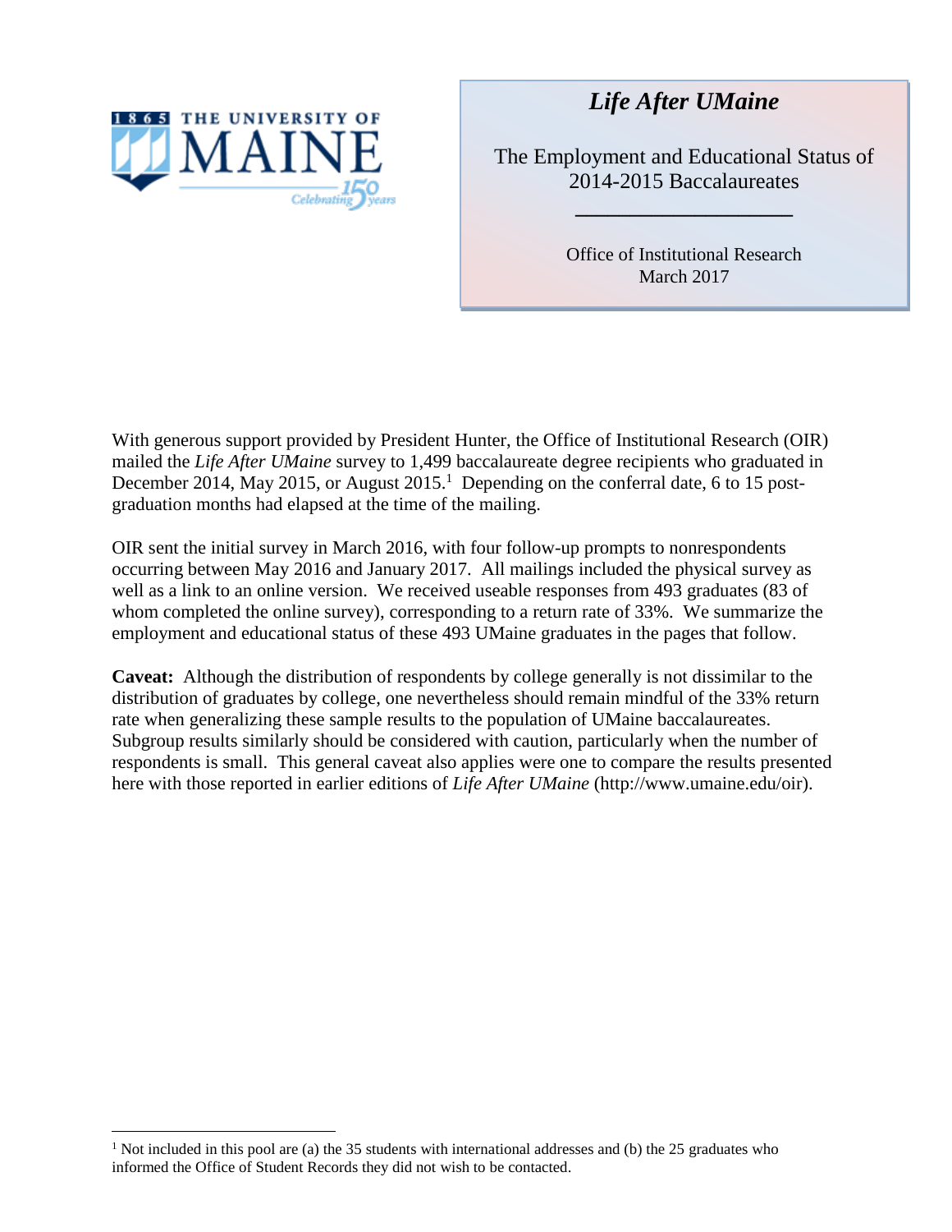# *Life After UMaine*

The Employment and Educational Status of 2014-2015 Baccalaureates

Office of Institutional Research
March 2017

With generous support provided by President Hunter, the Office of Institutional Research (OIR) mailed the *Life After UMaine* survey to 1,499 baccalaureate degree recipients who graduated in December 2014, May 2015, or August 2015.[1] Depending on the conferral date, 6 to 15 post-graduation months had elapsed at the time of the mailing.

OIR sent the initial survey in March 2016, with four follow-up prompts to nonrespondents occurring between May 2016 and January 2017. All mailings included the physical survey as well as a link to an online version. We received useable responses from 493 graduates (83 of whom completed the online survey), corresponding to a return rate of 33%. We summarize the employment and educational status of these 493 UMaine graduates in the pages that follow.

**Caveat:** Although the distribution of respondents by college generally is not dissimilar to the distribution of graduates by college, one nevertheless should remain mindful of the 33% return rate when generalizing these sample results to the population of UMaine baccalaureates. Subgroup results similarly should be considered with caution, particularly when the number of respondents is small. This general caveat also applies were one to compare the results presented here with those reported in earlier editions of *Life After UMaine* (http://www.umaine.edu/oir).

[1] Not included in this pool are (a) the 35 students with international addresses and (b) the 25 graduates who informed the Office of Student Records they did not wish to be contacted.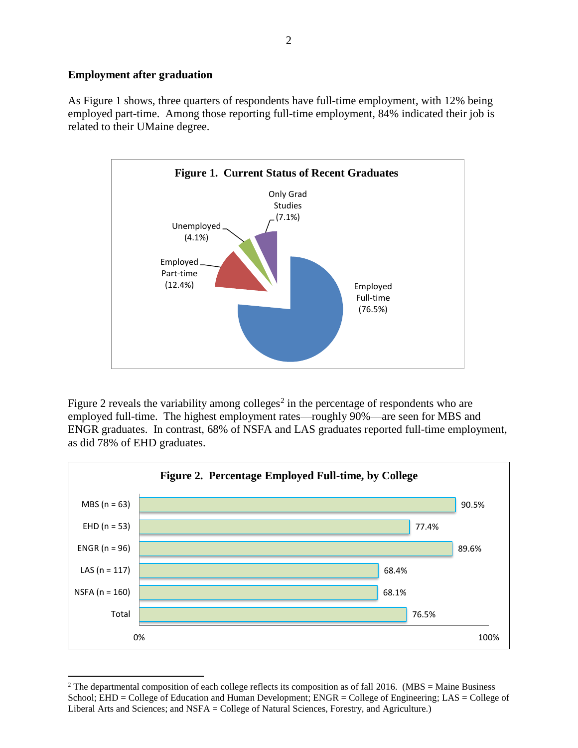## Employment after graduation

As Figure 1 shows, three quarters of respondents have full-time employment, with 12% being employed part-time. Among those reporting full-time employment, 84% indicated their job is related to their UMaine degree.

**Figure 1. Current Status of Recent Graduates**

| Status | Percentage |
|---|---|
| Employed Full-time | 76.5% |
| Employed Part-time | 12.4% |
| Unemployed | 4.1% |
| Only Grad Studies | 7.1% |

Figure 2 reveals the variability among colleges[2] in the percentage of respondents who are employed full-time. The highest employment rates—roughly 90%—are seen for MBS and ENGR graduates. In contrast, 68% of NSFA and LAS graduates reported full-time employment, as did 78% of EHD graduates.

**Figure 2. Percentage Employed Full-time, by College**

| College | Percentage Employed Full-time |
|---|---|
| MBS (n = 63) | 90.5% |
| EHD (n = 53) | 77.4% |
| ENGR (n = 96) | 89.6% |
| LAS (n = 117) | 68.4% |
| NSFA (n = 160) | 68.1% |
| Total | 76.5% |

---

[2] The departmental composition of each college reflects its composition as of fall 2016. (MBS = Maine Business School; EHD = College of Education and Human Development; ENGR = College of Engineering; LAS = College of Liberal Arts and Sciences; and NSFA = College of Natural Sciences, Forestry, and Agriculture.)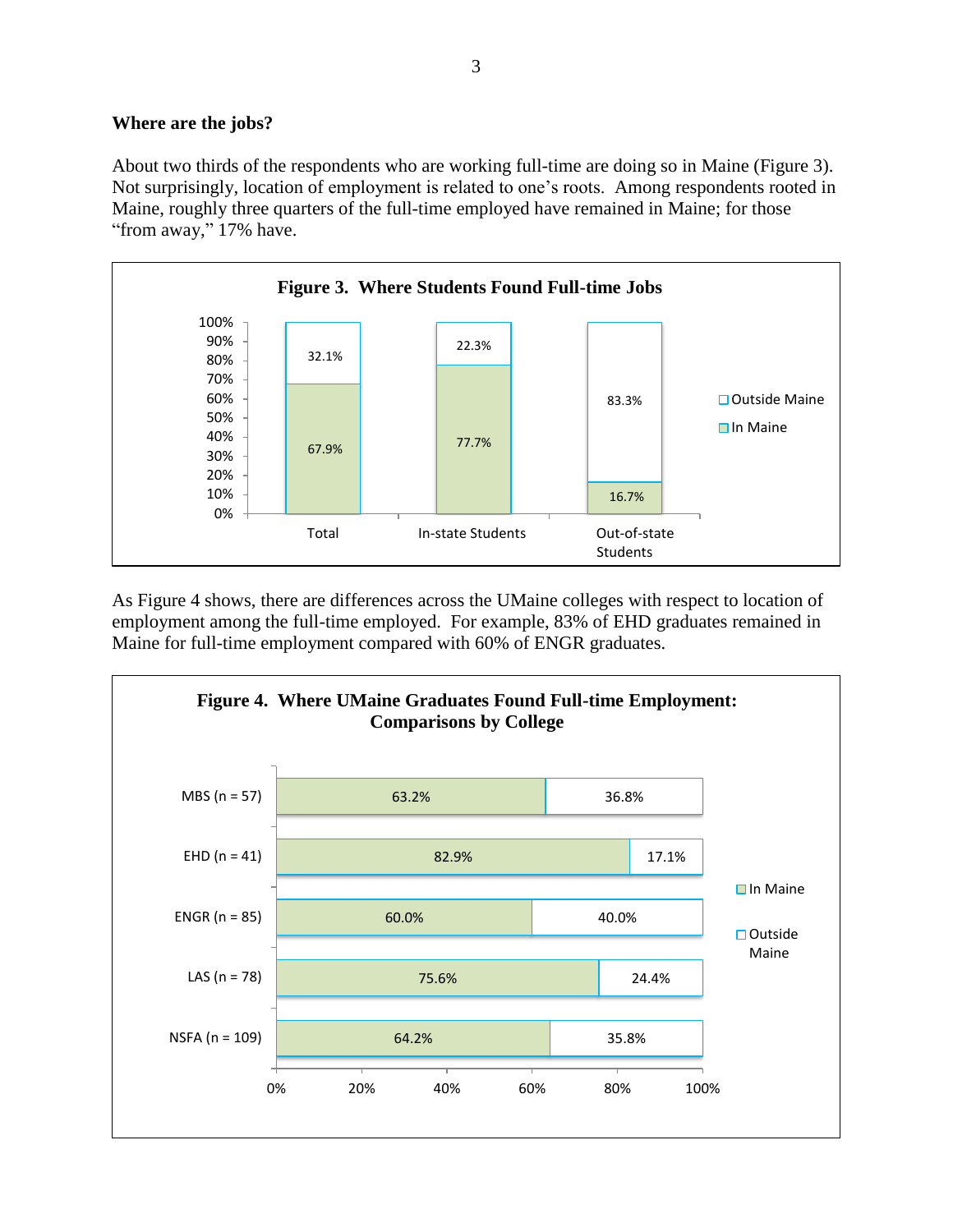**Where are the jobs?**

About two thirds of the respondents who are working full-time are doing so in Maine (Figure 3). Not surprisingly, location of employment is related to one's roots. Among respondents rooted in Maine, roughly three quarters of the full-time employed have remained in Maine; for those "from away," 17% have.

**Figure 3. Where Students Found Full-time Jobs**

| | In Maine | Outside Maine |
|---|---|---|
| Total | 67.9% | 32.1% |
| In-state Students | 77.7% | 22.3% |
| Out-of-state Students | 16.7% | 83.3% |

As Figure 4 shows, there are differences across the UMaine colleges with respect to location of employment among the full-time employed. For example, 83% of EHD graduates remained in Maine for full-time employment compared with 60% of ENGR graduates.

**Figure 4. Where UMaine Graduates Found Full-time Employment: Comparisons by College**

| | In Maine | Outside Maine |
|---|---|---|
| MBS (n = 57) | 63.2% | 36.8% |
| EHD (n = 41) | 82.9% | 17.1% |
| ENGR (n = 85) | 60.0% | 40.0% |
| LAS (n = 78) | 75.6% | 24.4% |
| NSFA (n = 109) | 64.2% | 35.8% |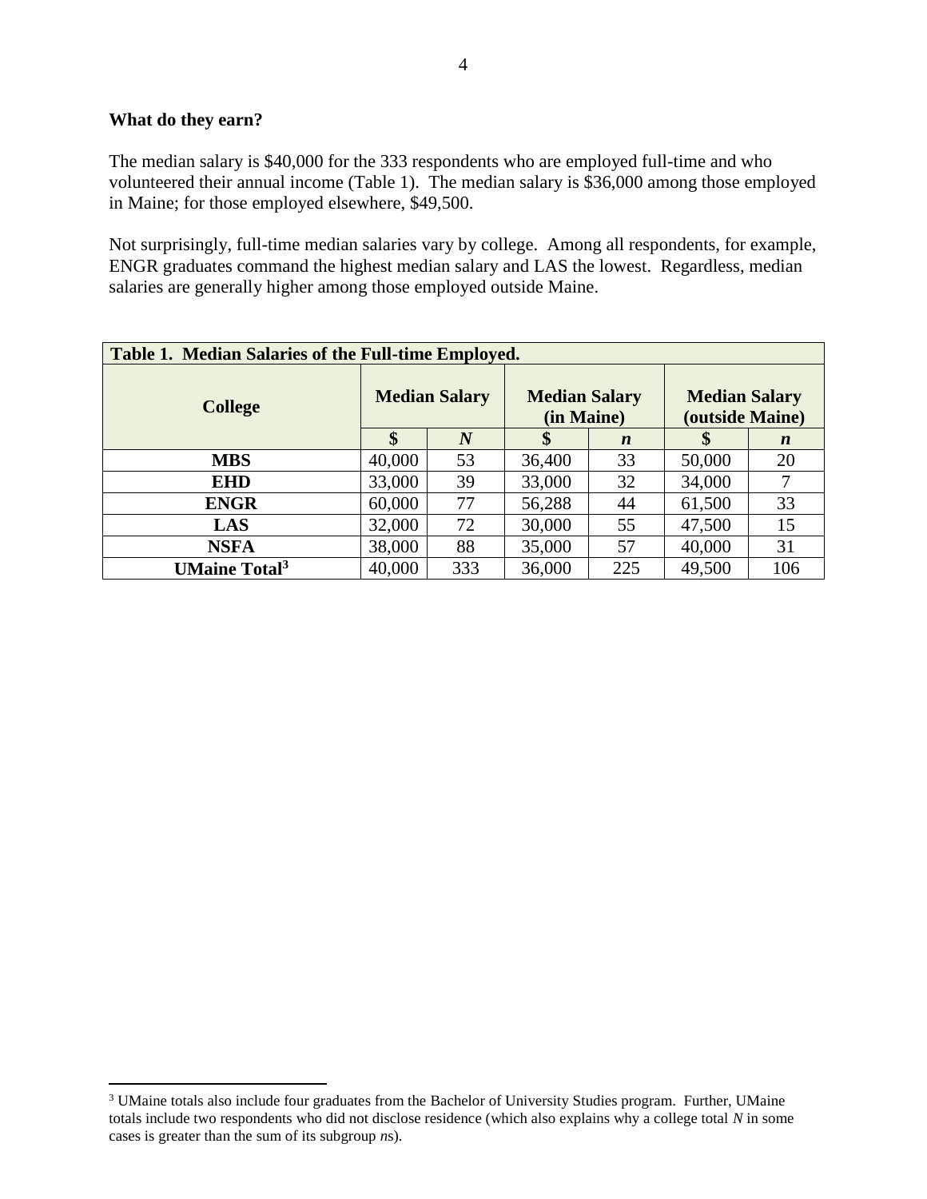**What do they earn?**

The median salary is $40,000 for the 333 respondents who are employed full-time and who volunteered their annual income (Table 1). The median salary is $36,000 among those employed in Maine; for those employed elsewhere, $49,500.

Not surprisingly, full-time median salaries vary by college. Among all respondents, for example, ENGR graduates command the highest median salary and LAS the lowest. Regardless, median salaries are generally higher among those employed outside Maine.

**Table 1. Median Salaries of the Full-time Employed.**

| College | Median Salary | | Median Salary (in Maine) | | Median Salary (outside Maine) | |
|---|---|---|---|---|---|---|
| | $ | *N* | $ | *n* | $ | *n* |
| **MBS** | 40,000 | 53 | 36,400 | 33 | 50,000 | 20 |
| **EHD** | 33,000 | 39 | 33,000 | 32 | 34,000 | 7 |
| **ENGR** | 60,000 | 77 | 56,288 | 44 | 61,500 | 33 |
| **LAS** | 32,000 | 72 | 30,000 | 55 | 47,500 | 15 |
| **NSFA** | 38,000 | 88 | 35,000 | 57 | 40,000 | 31 |
| **UMaine Total[3]** | 40,000 | 333 | 36,000 | 225 | 49,500 | 106 |

[3] UMaine totals also include four graduates from the Bachelor of University Studies program. Further, UMaine totals include two respondents who did not disclose residence (which also explains why a college total *N* in some cases is greater than the sum of its subgroup *n*s).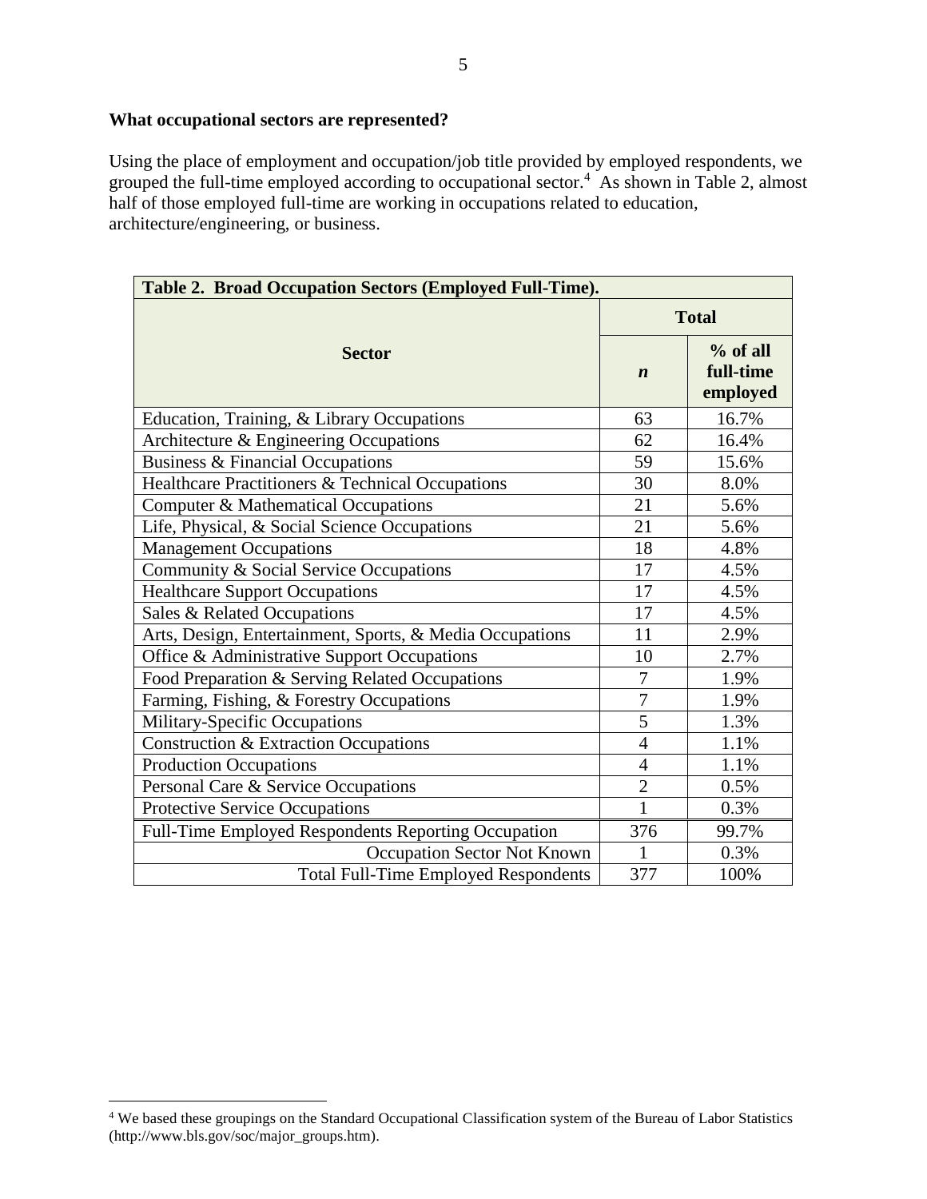**What occupational sectors are represented?**

Using the place of employment and occupation/job title provided by employed respondents, we grouped the full-time employed according to occupational sector.[4] As shown in Table 2, almost half of those employed full-time are working in occupations related to education, architecture/engineering, or business.

| Table 2. Broad Occupation Sectors (Employed Full-Time). | | |
|---|---|---|
| **Sector** | **Total** | |
| | ***n*** | **% of all full-time employed** |
| Education, Training, & Library Occupations | 63 | 16.7% |
| Architecture & Engineering Occupations | 62 | 16.4% |
| Business & Financial Occupations | 59 | 15.6% |
| Healthcare Practitioners & Technical Occupations | 30 | 8.0% |
| Computer & Mathematical Occupations | 21 | 5.6% |
| Life, Physical, & Social Science Occupations | 21 | 5.6% |
| Management Occupations | 18 | 4.8% |
| Community & Social Service Occupations | 17 | 4.5% |
| Healthcare Support Occupations | 17 | 4.5% |
| Sales & Related Occupations | 17 | 4.5% |
| Arts, Design, Entertainment, Sports, & Media Occupations | 11 | 2.9% |
| Office & Administrative Support Occupations | 10 | 2.7% |
| Food Preparation & Serving Related Occupations | 7 | 1.9% |
| Farming, Fishing, & Forestry Occupations | 7 | 1.9% |
| Military-Specific Occupations | 5 | 1.3% |
| Construction & Extraction Occupations | 4 | 1.1% |
| Production Occupations | 4 | 1.1% |
| Personal Care & Service Occupations | 2 | 0.5% |
| Protective Service Occupations | 1 | 0.3% |
| Full-Time Employed Respondents Reporting Occupation | 376 | 99.7% |
| Occupation Sector Not Known | 1 | 0.3% |
| Total Full-Time Employed Respondents | 377 | 100% |

[4] We based these groupings on the Standard Occupational Classification system of the Bureau of Labor Statistics (http://www.bls.gov/soc/major_groups.htm).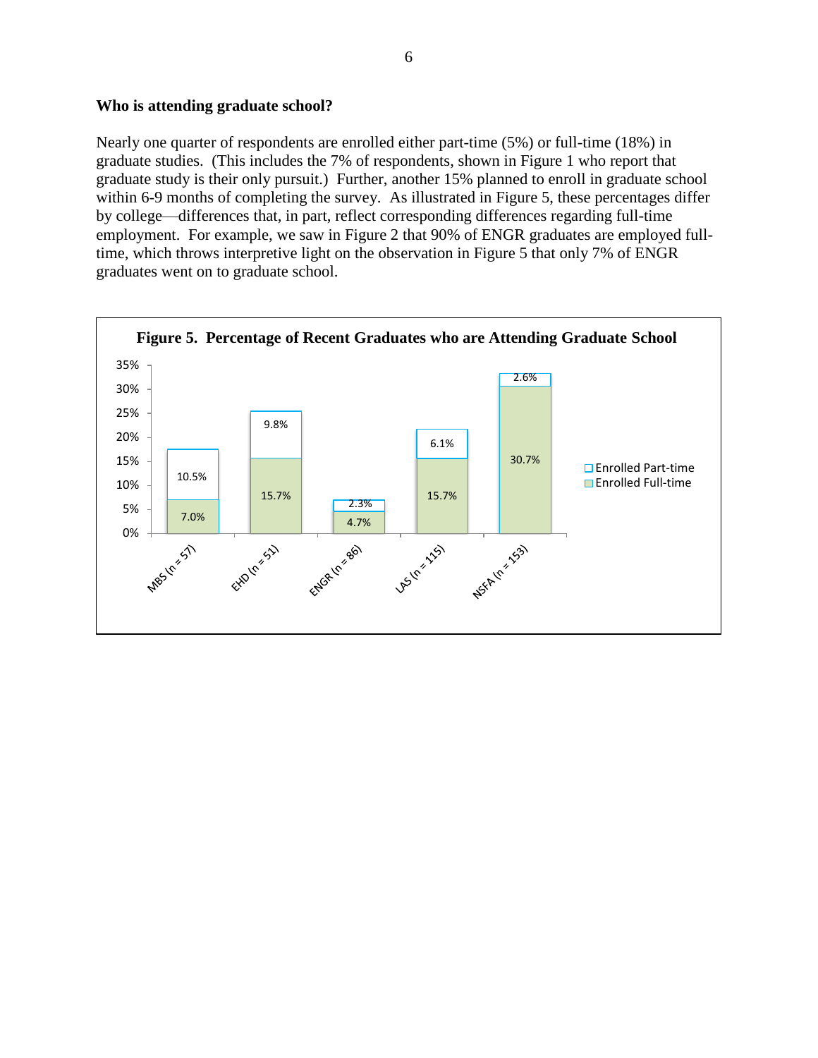**Who is attending graduate school?**

Nearly one quarter of respondents are enrolled either part-time (5%) or full-time (18%) in graduate studies. (This includes the 7% of respondents, shown in Figure 1 who report that graduate study is their only pursuit.) Further, another 15% planned to enroll in graduate school within 6-9 months of completing the survey. As illustrated in Figure 5, these percentages differ by college—differences that, in part, reflect corresponding differences regarding full-time employment. For example, we saw in Figure 2 that 90% of ENGR graduates are employed full-time, which throws interpretive light on the observation in Figure 5 that only 7% of ENGR graduates went on to graduate school.

**Figure 5. Percentage of Recent Graduates who are Attending Graduate School**

| College | Enrolled Full-time | Enrolled Part-time |
|---|---|---|
| MBS (n = 57) | 7.0% | 10.5% |
| EHD (n = 51) | 15.7% | 9.8% |
| ENGR (n = 86) | 4.7% | 2.3% |
| LAS (n = 115) | 15.7% | 6.1% |
| NSFA (n = 153) | 30.7% | 2.6% |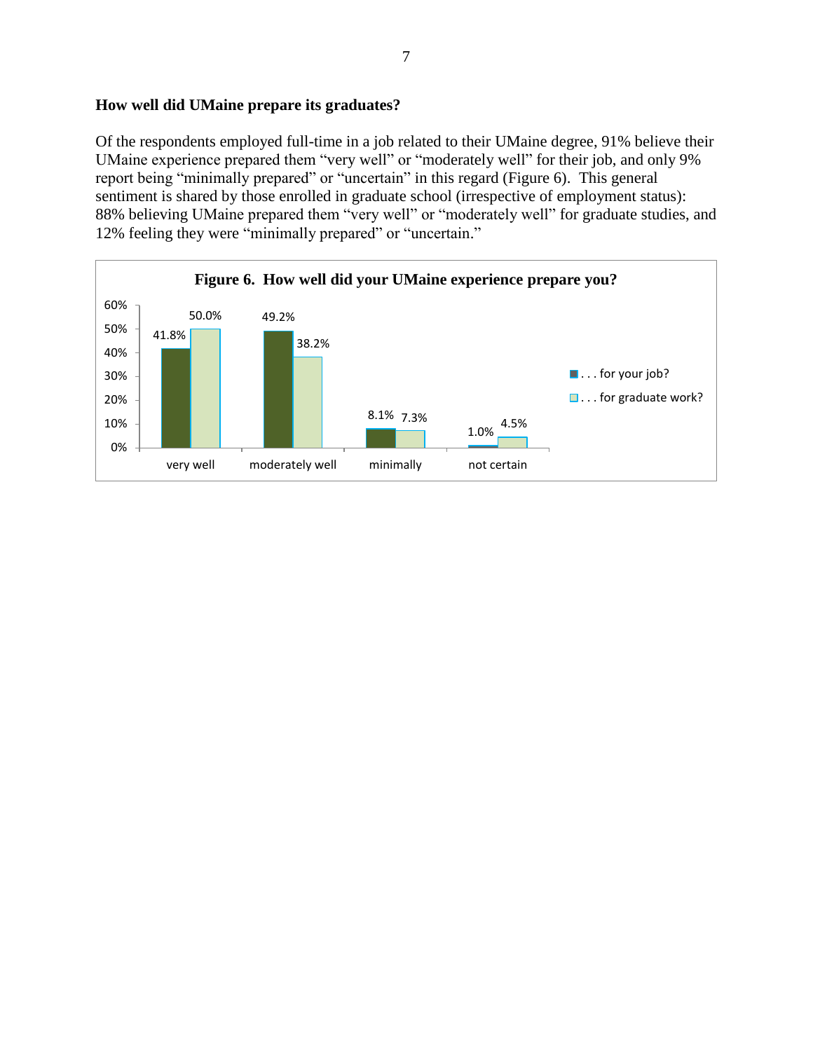## How well did UMaine prepare its graduates?

Of the respondents employed full-time in a job related to their UMaine degree, 91% believe their UMaine experience prepared them “very well” or “moderately well” for their job, and only 9% report being “minimally prepared” or “uncertain” in this regard (Figure 6). This general sentiment is shared by those enrolled in graduate school (irrespective of employment status): 88% believing UMaine prepared them “very well” or “moderately well” for graduate studies, and 12% feeling they were “minimally prepared” or “uncertain.”

**Figure 6. How well did your UMaine experience prepare you?**

60%
50%
40%
30%
20%
10%
0%

very well: 41.8% 50.0%
moderately well: 49.2% 38.2%
minimally: 8.1% 7.3%
not certain: 1.0% 4.5%

. . . for your job?
. . . for graduate work?